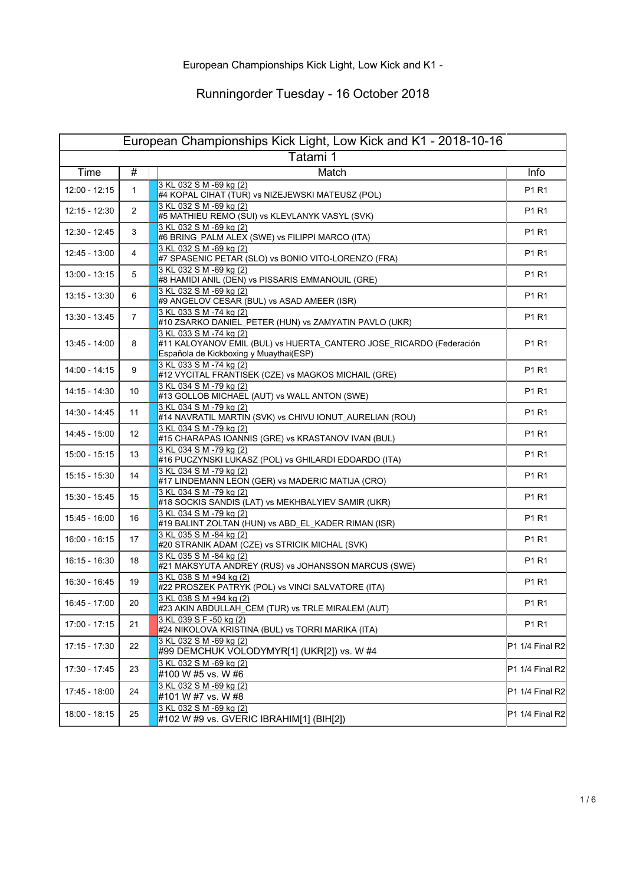# European Championships Kick Light, Low Kick and K1 -

## Runningorder Tuesday - 16 October 2018

| European Championships Kick Light, Low Kick and K1 - 2018-10-16 | | | |
|---|---|---|---|
| Tatami 1 | | | |
| Time | # | Match | Info |
| 12:00 - 12:15 | 1 | 3 KL 032 S M -69 kg (2)<br>#4 KOPAL CIHAT (TUR) vs NIZEJEWSKI MATEUSZ (POL) | P1 R1 |
| 12:15 - 12:30 | 2 | 3 KL 032 S M -69 kg (2)<br>#5 MATHIEU REMO (SUI) vs KLEVLANYK VASYL (SVK) | P1 R1 |
| 12:30 - 12:45 | 3 | 3 KL 032 S M -69 kg (2)<br>#6 BRING_PALM ALEX (SWE) vs FILIPPI MARCO (ITA) | P1 R1 |
| 12:45 - 13:00 | 4 | 3 KL 032 S M -69 kg (2)<br>#7 SPASENIC PETAR (SLO) vs BONIO VITO-LORENZO (FRA) | P1 R1 |
| 13:00 - 13:15 | 5 | 3 KL 032 S M -69 kg (2)<br>#8 HAMIDI ANIL (DEN) vs PISSARIS EMMANOUIL (GRE) | P1 R1 |
| 13:15 - 13:30 | 6 | 3 KL 032 S M -69 kg (2)<br>#9 ANGELOV CESAR (BUL) vs ASAD AMEER (ISR) | P1 R1 |
| 13:30 - 13:45 | 7 | 3 KL 033 S M -74 kg (2)<br>#10 ZSARKO DANIEL_PETER (HUN) vs ZAMYATIN PAVLO (UKR) | P1 R1 |
| 13:45 - 14:00 | 8 | 3 KL 033 S M -74 kg (2)<br>#11 KALOYANOV EMIL (BUL) vs HUERTA_CANTERO JOSE_RICARDO (Federación Española de Kickboxing y Muaythai(ESP) | P1 R1 |
| 14:00 - 14:15 | 9 | 3 KL 033 S M -74 kg (2)<br>#12 VYCITAL FRANTISEK (CZE) vs MAGKOS MICHAIL (GRE) | P1 R1 |
| 14:15 - 14:30 | 10 | 3 KL 034 S M -79 kg (2)<br>#13 GOLLOB MICHAEL (AUT) vs WALL ANTON (SWE) | P1 R1 |
| 14:30 - 14:45 | 11 | 3 KL 034 S M -79 kg (2)<br>#14 NAVRATIL MARTIN (SVK) vs CHIVU IONUT_AURELIAN (ROU) | P1 R1 |
| 14:45 - 15:00 | 12 | 3 KL 034 S M -79 kg (2)<br>#15 CHARAPAS IOANNIS (GRE) vs KRASTANOV IVAN (BUL) | P1 R1 |
| 15:00 - 15:15 | 13 | 3 KL 034 S M -79 kg (2)<br>#16 PUCZYNSKI LUKASZ (POL) vs GHILARDI EDOARDO (ITA) | P1 R1 |
| 15:15 - 15:30 | 14 | 3 KL 034 S M -79 kg (2)<br>#17 LINDEMANN LEON (GER) vs MADERIC MATIJA (CRO) | P1 R1 |
| 15:30 - 15:45 | 15 | 3 KL 034 S M -79 kg (2)<br>#18 SOCKIS SANDIS (LAT) vs MEKHBALYIEV SAMIR (UKR) | P1 R1 |
| 15:45 - 16:00 | 16 | 3 KL 034 S M -79 kg (2)<br>#19 BALINT ZOLTAN (HUN) vs ABD_EL_KADER RIMAN (ISR) | P1 R1 |
| 16:00 - 16:15 | 17 | 3 KL 035 S M -84 kg (2)<br>#20 STRANIK ADAM (CZE) vs STRICIK MICHAL (SVK) | P1 R1 |
| 16:15 - 16:30 | 18 | 3 KL 035 S M -84 kg (2)<br>#21 MAKSYUTA ANDREY (RUS) vs JOHANSSON MARCUS (SWE) | P1 R1 |
| 16:30 - 16:45 | 19 | 3 KL 038 S M +94 kg (2)<br>#22 PROSZEK PATRYK (POL) vs VINCI SALVATORE (ITA) | P1 R1 |
| 16:45 - 17:00 | 20 | 3 KL 038 S M +94 kg (2)<br>#23 AKIN ABDULLAH_CEM (TUR) vs TRLE MIRALEM (AUT) | P1 R1 |
| 17:00 - 17:15 | 21 | 3 KL 039 S F -50 kg (2)<br>#24 NIKOLOVA KRISTINA (BUL) vs TORRI MARIKA (ITA) | P1 R1 |
| 17:15 - 17:30 | 22 | 3 KL 032 S M -69 kg (2)<br>#99 DEMCHUK VOLODYMYR[1] (UKR[2]) vs. W #4 | P1 1/4 Final R2 |
| 17:30 - 17:45 | 23 | 3 KL 032 S M -69 kg (2)<br>#100 W #5 vs. W #6 | P1 1/4 Final R2 |
| 17:45 - 18:00 | 24 | 3 KL 032 S M -69 kg (2)<br>#101 W #7 vs. W #8 | P1 1/4 Final R2 |
| 18:00 - 18:15 | 25 | 3 KL 032 S M -69 kg (2)<br>#102 W #9 vs. GVERIC IBRAHIM[1] (BIH[2]) | P1 1/4 Final R2 |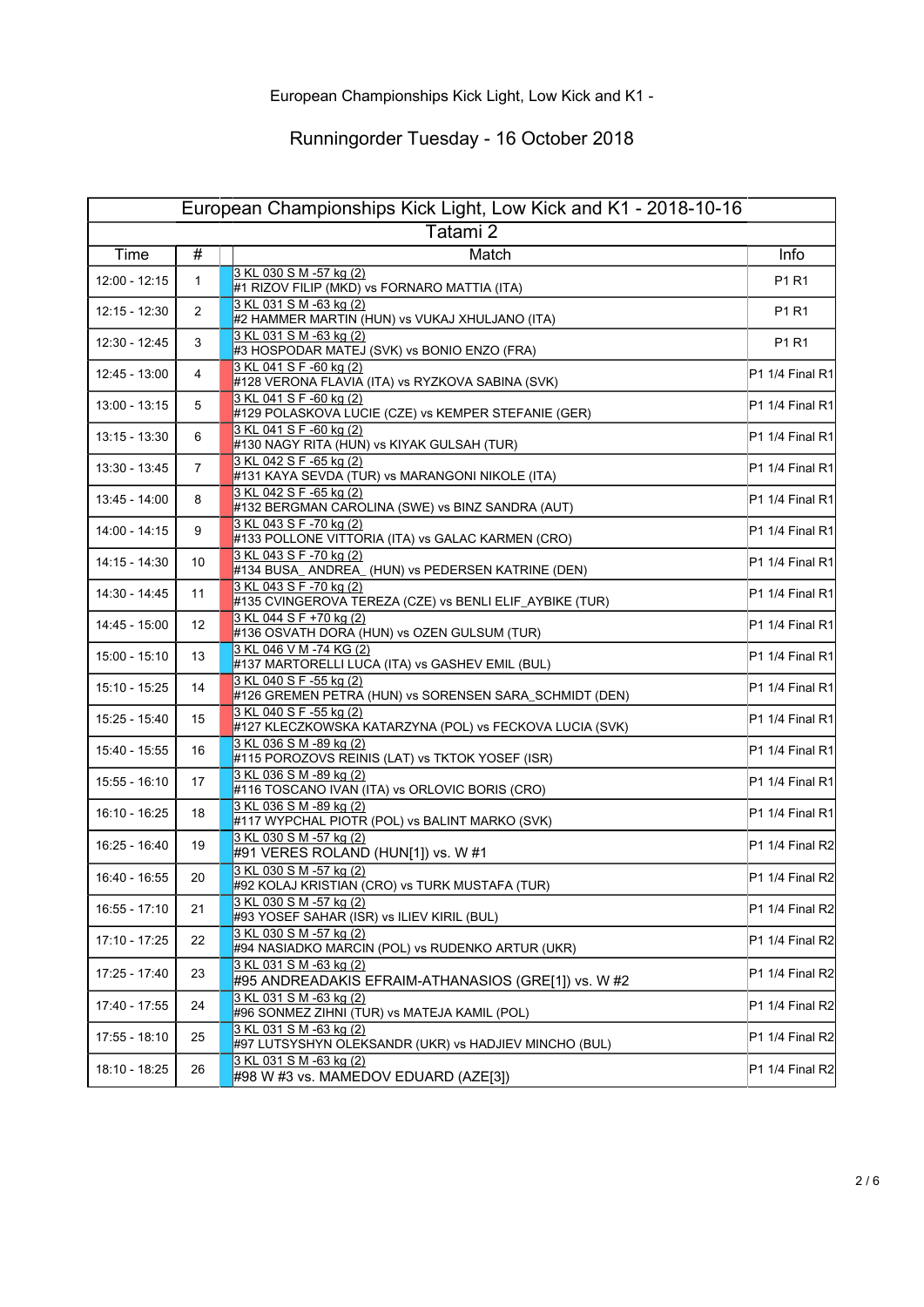# European Championships Kick Light, Low Kick and K1 -

## Runningorder Tuesday - 16 October 2018

| European Championships Kick Light, Low Kick and K1 - 2018-10-16 | | | |
|---|---|---|---|
| Tatami 2 | | | |
| Time | # | Match | Info |
| 12:00 - 12:15 | 1 | 3 KL 030 S M -57 kg (2)<br>#1 RIZOV FILIP (MKD) vs FORNARO MATTIA (ITA) | P1 R1 |
| 12:15 - 12:30 | 2 | 3 KL 031 S M -63 kg (2)<br>#2 HAMMER MARTIN (HUN) vs VUKAJ XHULJANO (ITA) | P1 R1 |
| 12:30 - 12:45 | 3 | 3 KL 031 S M -63 kg (2)<br>#3 HOSPODAR MATEJ (SVK) vs BONIO ENZO (FRA) | P1 R1 |
| 12:45 - 13:00 | 4 | 3 KL 041 S F -60 kg (2)<br>#128 VERONA FLAVIA (ITA) vs RYZKOVA SABINA (SVK) | P1 1/4 Final R1 |
| 13:00 - 13:15 | 5 | 3 KL 041 S F -60 kg (2)<br>#129 POLASKOVA LUCIE (CZE) vs KEMPER STEFANIE (GER) | P1 1/4 Final R1 |
| 13:15 - 13:30 | 6 | 3 KL 041 S F -60 kg (2)<br>#130 NAGY RITA (HUN) vs KIYAK GULSAH (TUR) | P1 1/4 Final R1 |
| 13:30 - 13:45 | 7 | 3 KL 042 S F -65 kg (2)<br>#131 KAYA SEVDA (TUR) vs MARANGONI NIKOLE (ITA) | P1 1/4 Final R1 |
| 13:45 - 14:00 | 8 | 3 KL 042 S F -65 kg (2)<br>#132 BERGMAN CAROLINA (SWE) vs BINZ SANDRA (AUT) | P1 1/4 Final R1 |
| 14:00 - 14:15 | 9 | 3 KL 043 S F -70 kg (2)<br>#133 POLLONE VITTORIA (ITA) vs GALAC KARMEN (CRO) | P1 1/4 Final R1 |
| 14:15 - 14:30 | 10 | 3 KL 043 S F -70 kg (2)<br>#134 BUSA_ ANDREA_ (HUN) vs PEDERSEN KATRINE (DEN) | P1 1/4 Final R1 |
| 14:30 - 14:45 | 11 | 3 KL 043 S F -70 kg (2)<br>#135 CVINGEROVA TEREZA (CZE) vs BENLI ELIF_AYBIKE (TUR) | P1 1/4 Final R1 |
| 14:45 - 15:00 | 12 | 3 KL 044 S F +70 kg (2)<br>#136 OSVATH DORA (HUN) vs OZEN GULSUM (TUR) | P1 1/4 Final R1 |
| 15:00 - 15:10 | 13 | 3 KL 046 V M -74 KG (2)<br>#137 MARTORELLI LUCA (ITA) vs GASHEV EMIL (BUL) | P1 1/4 Final R1 |
| 15:10 - 15:25 | 14 | 3 KL 040 S F -55 kg (2)<br>#126 GREMEN PETRA (HUN) vs SORENSEN SARA_SCHMIDT (DEN) | P1 1/4 Final R1 |
| 15:25 - 15:40 | 15 | 3 KL 040 S F -55 kg (2)<br>#127 KLECZKOWSKA KATARZYNA (POL) vs FECKOVA LUCIA (SVK) | P1 1/4 Final R1 |
| 15:40 - 15:55 | 16 | 3 KL 036 S M -89 kg (2)<br>#115 POROZOVS REINIS (LAT) vs TKTOK YOSEF (ISR) | P1 1/4 Final R1 |
| 15:55 - 16:10 | 17 | 3 KL 036 S M -89 kg (2)<br>#116 TOSCANO IVAN (ITA) vs ORLOVIC BORIS (CRO) | P1 1/4 Final R1 |
| 16:10 - 16:25 | 18 | 3 KL 036 S M -89 kg (2)<br>#117 WYPCHAL PIOTR (POL) vs BALINT MARKO (SVK) | P1 1/4 Final R1 |
| 16:25 - 16:40 | 19 | 3 KL 030 S M -57 kg (2)<br>#91 VERES ROLAND (HUN[1]) vs. W #1 | P1 1/4 Final R2 |
| 16:40 - 16:55 | 20 | 3 KL 030 S M -57 kg (2)<br>#92 KOLAJ KRISTIAN (CRO) vs TURK MUSTAFA (TUR) | P1 1/4 Final R2 |
| 16:55 - 17:10 | 21 | 3 KL 030 S M -57 kg (2)<br>#93 YOSEF SAHAR (ISR) vs ILIEV KIRIL (BUL) | P1 1/4 Final R2 |
| 17:10 - 17:25 | 22 | 3 KL 030 S M -57 kg (2)<br>#94 NASIADKO MARCIN (POL) vs RUDENKO ARTUR (UKR) | P1 1/4 Final R2 |
| 17:25 - 17:40 | 23 | 3 KL 031 S M -63 kg (2)<br>#95 ANDREADAKIS EFRAIM-ATHANASIOS (GRE[1]) vs. W #2 | P1 1/4 Final R2 |
| 17:40 - 17:55 | 24 | 3 KL 031 S M -63 kg (2)<br>#96 SONMEZ ZIHNI (TUR) vs MATEJA KAMIL (POL) | P1 1/4 Final R2 |
| 17:55 - 18:10 | 25 | 3 KL 031 S M -63 kg (2)<br>#97 LUTSYSHYN OLEKSANDR (UKR) vs HADJIEV MINCHO (BUL) | P1 1/4 Final R2 |
| 18:10 - 18:25 | 26 | 3 KL 031 S M -63 kg (2)<br>#98 W #3 vs. MAMEDOV EDUARD (AZE[3]) | P1 1/4 Final R2 |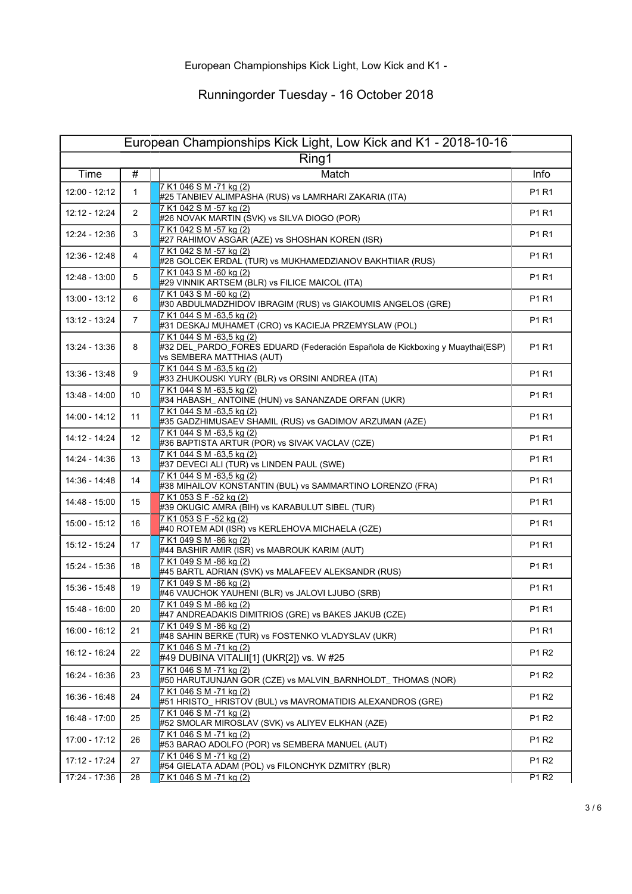European Championships Kick Light, Low Kick and K1 -

Runningorder Tuesday - 16 October 2018

| European Championships Kick Light, Low Kick and K1 - 2018-10-16 | | | |
|---|---|---|---|
| Ring1 | | | |
| Time | # | Match | Info |
| 12:00 - 12:12 | 1 | 7 K1 046 S M -71 kg (2)<br>#25 TANBIEV ALIMPASHA (RUS) vs LAMRHARI ZAKARIA (ITA) | P1 R1 |
| 12:12 - 12:24 | 2 | 7 K1 042 S M -57 kg (2)<br>#26 NOVAK MARTIN (SVK) vs SILVA DIOGO (POR) | P1 R1 |
| 12:24 - 12:36 | 3 | 7 K1 042 S M -57 kg (2)<br>#27 RAHIMOV ASGAR (AZE) vs SHOSHAN KOREN (ISR) | P1 R1 |
| 12:36 - 12:48 | 4 | 7 K1 042 S M -57 kg (2)<br>#28 GOLCEK ERDAL (TUR) vs MUKHAMEDZIANOV BAKHTIIAR (RUS) | P1 R1 |
| 12:48 - 13:00 | 5 | 7 K1 043 S M -60 kg (2)<br>#29 VINNIK ARTSEM (BLR) vs FILICE MAICOL (ITA) | P1 R1 |
| 13:00 - 13:12 | 6 | 7 K1 043 S M -60 kg (2)<br>#30 ABDULMADZHIDOV IBRAGIM (RUS) vs GIAKOUMIS ANGELOS (GRE) | P1 R1 |
| 13:12 - 13:24 | 7 | 7 K1 044 S M -63,5 kg (2)<br>#31 DESKAJ MUHAMET (CRO) vs KACIEJA PRZEMYSLAW (POL) | P1 R1 |
| 13:24 - 13:36 | 8 | 7 K1 044 S M -63,5 kg (2)<br>#32 DEL_PARDO_FORES EDUARD (Federación Española de Kickboxing y Muaythai(ESP) vs SEMBERA MATTHIAS (AUT) | P1 R1 |
| 13:36 - 13:48 | 9 | 7 K1 044 S M -63,5 kg (2)<br>#33 ZHUKOUSKI YURY (BLR) vs ORSINI ANDREA (ITA) | P1 R1 |
| 13:48 - 14:00 | 10 | 7 K1 044 S M -63,5 kg (2)<br>#34 HABASH_ ANTOINE (HUN) vs SANANZADE ORFAN (UKR) | P1 R1 |
| 14:00 - 14:12 | 11 | 7 K1 044 S M -63,5 kg (2)<br>#35 GADZHIMUSAEV SHAMIL (RUS) vs GADIMOV ARZUMAN (AZE) | P1 R1 |
| 14:12 - 14:24 | 12 | 7 K1 044 S M -63,5 kg (2)<br>#36 BAPTISTA ARTUR (POR) vs SIVAK VACLAV (CZE) | P1 R1 |
| 14:24 - 14:36 | 13 | 7 K1 044 S M -63,5 kg (2)<br>#37 DEVECI ALI (TUR) vs LINDEN PAUL (SWE) | P1 R1 |
| 14:36 - 14:48 | 14 | 7 K1 044 S M -63,5 kg (2)<br>#38 MIHAILOV KONSTANTIN (BUL) vs SAMMARTINO LORENZO (FRA) | P1 R1 |
| 14:48 - 15:00 | 15 | 7 K1 053 S F -52 kg (2)<br>#39 OKUGIC AMRA (BIH) vs KARABULUT SIBEL (TUR) | P1 R1 |
| 15:00 - 15:12 | 16 | 7 K1 053 S F -52 kg (2)<br>#40 ROTEM ADI (ISR) vs KERLEHOVA MICHAELA (CZE) | P1 R1 |
| 15:12 - 15:24 | 17 | 7 K1 049 S M -86 kg (2)<br>#44 BASHIR AMIR (ISR) vs MABROUK KARIM (AUT) | P1 R1 |
| 15:24 - 15:36 | 18 | 7 K1 049 S M -86 kg (2)<br>#45 BARTL ADRIAN (SVK) vs MALAFEEV ALEKSANDR (RUS) | P1 R1 |
| 15:36 - 15:48 | 19 | 7 K1 049 S M -86 kg (2)<br>#46 VAUCHOK YAUHENI (BLR) vs JALOVI LJUBO (SRB) | P1 R1 |
| 15:48 - 16:00 | 20 | 7 K1 049 S M -86 kg (2)<br>#47 ANDREADAKIS DIMITRIOS (GRE) vs BAKES JAKUB (CZE) | P1 R1 |
| 16:00 - 16:12 | 21 | 7 K1 049 S M -86 kg (2)<br>#48 SAHIN BERKE (TUR) vs FOSTENKO VLADYSLAV (UKR) | P1 R1 |
| 16:12 - 16:24 | 22 | 7 K1 046 S M -71 kg (2)<br>#49 DUBINA VITALII[1] (UKR[2]) vs. W #25 | P1 R2 |
| 16:24 - 16:36 | 23 | 7 K1 046 S M -71 kg (2)<br>#50 HARUTJUNJAN GOR (CZE) vs MALVIN_BARNHOLDT_ THOMAS (NOR) | P1 R2 |
| 16:36 - 16:48 | 24 | 7 K1 046 S M -71 kg (2)<br>#51 HRISTO_ HRISTOV (BUL) vs MAVROMATIDIS ALEXANDROS (GRE) | P1 R2 |
| 16:48 - 17:00 | 25 | 7 K1 046 S M -71 kg (2)<br>#52 SMOLAR MIROSLAV (SVK) vs ALIYEV ELKHAN (AZE) | P1 R2 |
| 17:00 - 17:12 | 26 | 7 K1 046 S M -71 kg (2)<br>#53 BARAO ADOLFO (POR) vs SEMBERA MANUEL (AUT) | P1 R2 |
| 17:12 - 17:24 | 27 | 7 K1 046 S M -71 kg (2)<br>#54 GIELATA ADAM (POL) vs FILONCHYK DZMITRY (BLR) | P1 R2 |
| 17:24 - 17:36 | 28 | 7 K1 046 S M -71 kg (2) | P1 R2 |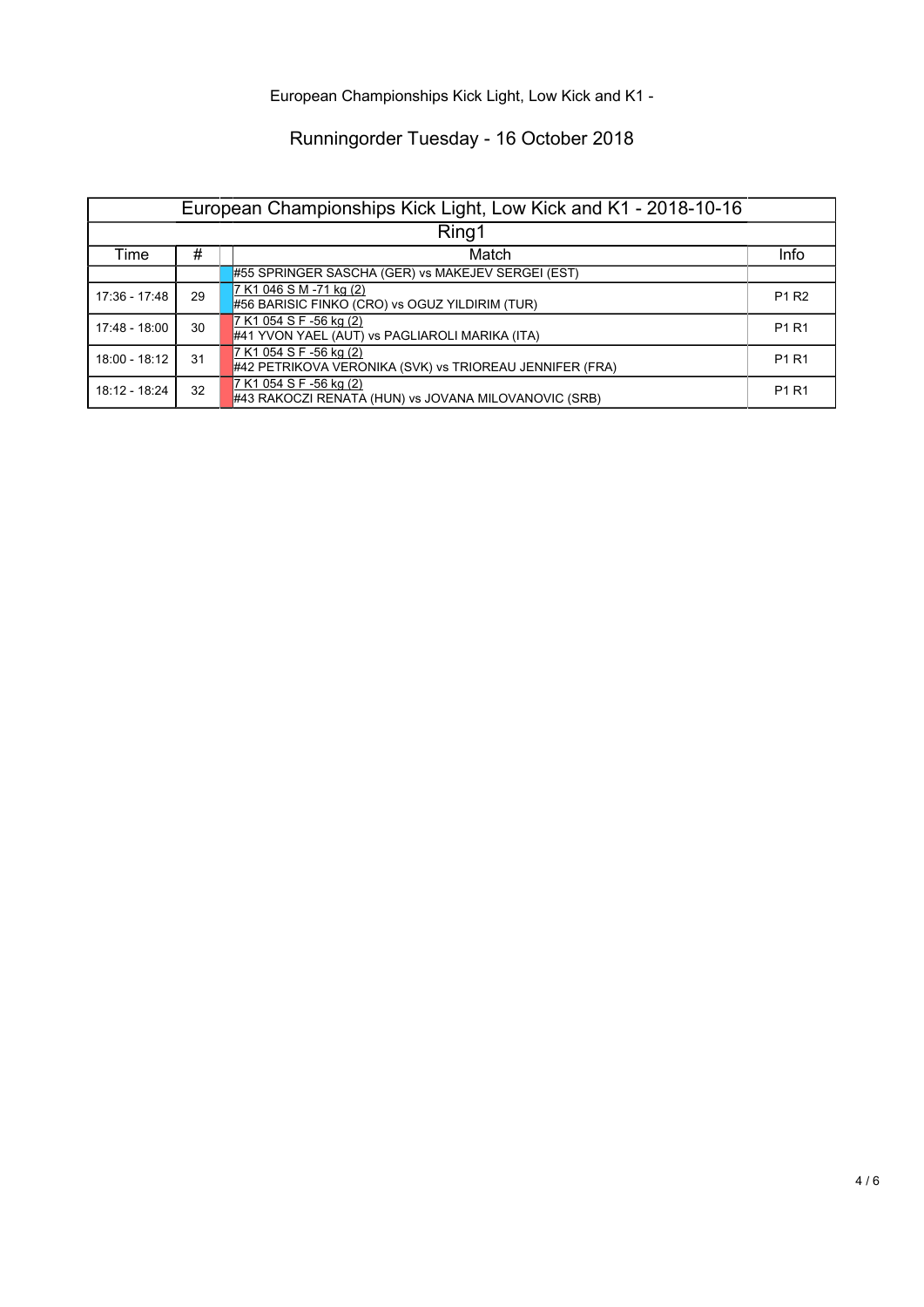European Championships Kick Light, Low Kick and K1 -

Runningorder Tuesday - 16 October 2018

| European Championships Kick Light, Low Kick and K1 - 2018-10-16 | | | |
|---|---|---|---|
| Ring1 | | | |
| Time | # | Match | Info |
| | | #55 SPRINGER SASCHA (GER) vs MAKEJEV SERGEI (EST) | |
| 17:36 - 17:48 | 29 | 7 K1 046 S M -71 kg (2)<br>#56 BARISIC FINKO (CRO) vs OGUZ YILDIRIM (TUR) | P1 R2 |
| 17:48 - 18:00 | 30 | 7 K1 054 S F -56 kg (2)<br>#41 YVON YAEL (AUT) vs PAGLIAROLI MARIKA (ITA) | P1 R1 |
| 18:00 - 18:12 | 31 | 7 K1 054 S F -56 kg (2)<br>#42 PETRIKOVA VERONIKA (SVK) vs TRIOREAU JENNIFER (FRA) | P1 R1 |
| 18:12 - 18:24 | 32 | 7 K1 054 S F -56 kg (2)<br>#43 RAKOCZI RENATA (HUN) vs JOVANA MILOVANOVIC (SRB) | P1 R1 |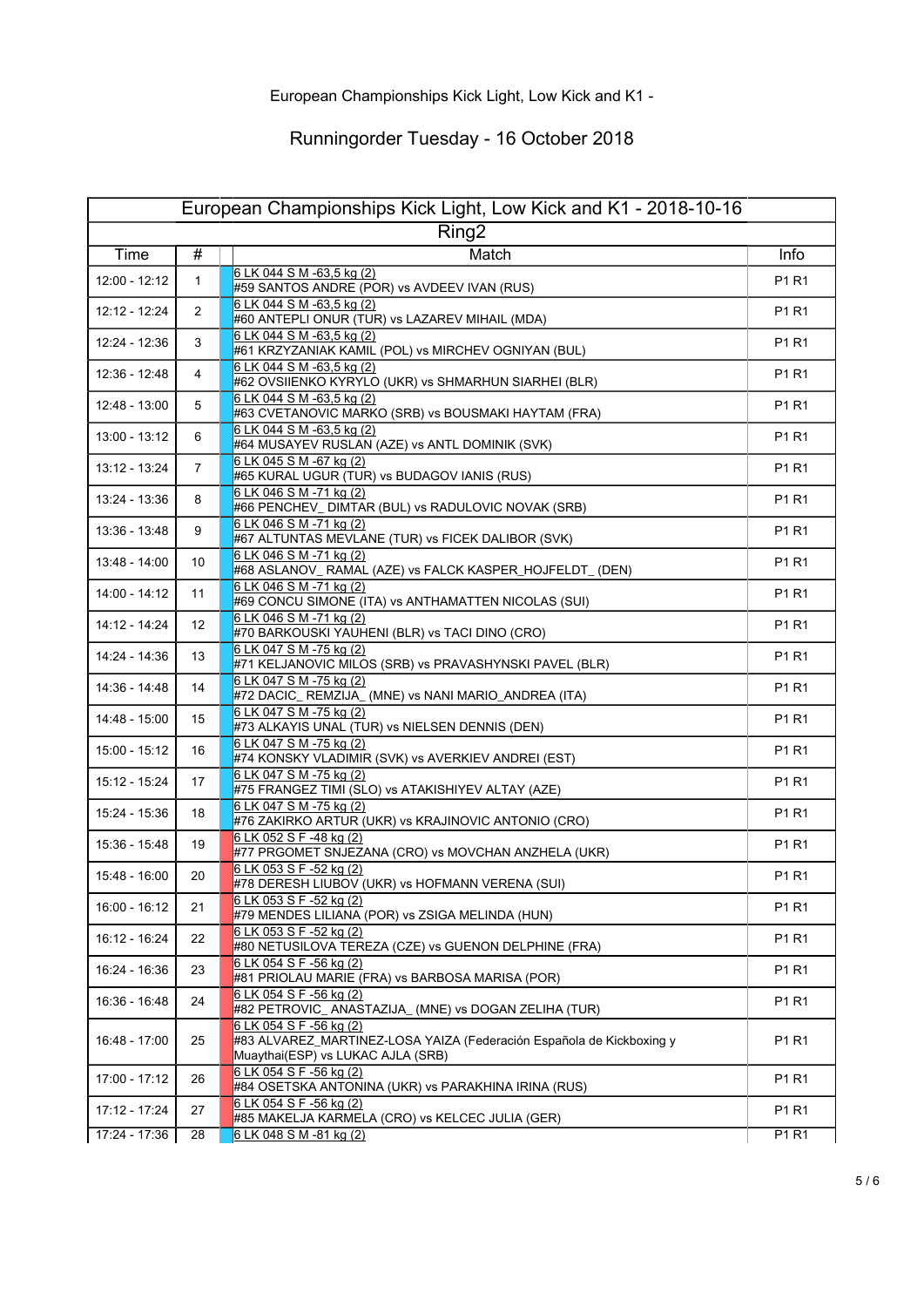European Championships Kick Light, Low Kick and K1 -

Runningorder Tuesday - 16 October 2018

| European Championships Kick Light, Low Kick and K1 - 2018-10-16 | | | |
|---|---|---|---|
| Ring2 | | | |
| Time | # | Match | Info |
| 12:00 - 12:12 | 1 | 6 LK 044 S M -63,5 kg (2)<br>#59 SANTOS ANDRE (POR) vs AVDEEV IVAN (RUS) | P1 R1 |
| 12:12 - 12:24 | 2 | 6 LK 044 S M -63,5 kg (2)<br>#60 ANTEPLI ONUR (TUR) vs LAZAREV MIHAIL (MDA) | P1 R1 |
| 12:24 - 12:36 | 3 | 6 LK 044 S M -63,5 kg (2)<br>#61 KRZYZANIAK KAMIL (POL) vs MIRCHEV OGNIYAN (BUL) | P1 R1 |
| 12:36 - 12:48 | 4 | 6 LK 044 S M -63,5 kg (2)<br>#62 OVSIIENKO KYRYLO (UKR) vs SHMARHUN SIARHEI (BLR) | P1 R1 |
| 12:48 - 13:00 | 5 | 6 LK 044 S M -63,5 kg (2)<br>#63 CVETANOVIC MARKO (SRB) vs BOUSMAKI HAYTAM (FRA) | P1 R1 |
| 13:00 - 13:12 | 6 | 6 LK 044 S M -63,5 kg (2)<br>#64 MUSAYEV RUSLAN (AZE) vs ANTL DOMINIK (SVK) | P1 R1 |
| 13:12 - 13:24 | 7 | 6 LK 045 S M -67 kg (2)<br>#65 KURAL UGUR (TUR) vs BUDAGOV IANIS (RUS) | P1 R1 |
| 13:24 - 13:36 | 8 | 6 LK 046 S M -71 kg (2)<br>#66 PENCHEV_ DIMTAR (BUL) vs RADULOVIC NOVAK (SRB) | P1 R1 |
| 13:36 - 13:48 | 9 | 6 LK 046 S M -71 kg (2)<br>#67 ALTUNTAS MEVLANE (TUR) vs FICEK DALIBOR (SVK) | P1 R1 |
| 13:48 - 14:00 | 10 | 6 LK 046 S M -71 kg (2)<br>#68 ASLANOV_ RAMAL (AZE) vs FALCK KASPER_HOJFELDT_ (DEN) | P1 R1 |
| 14:00 - 14:12 | 11 | 6 LK 046 S M -71 kg (2)<br>#69 CONCU SIMONE (ITA) vs ANTHAMATTEN NICOLAS (SUI) | P1 R1 |
| 14:12 - 14:24 | 12 | 6 LK 046 S M -71 kg (2)<br>#70 BARKOUSKI YAUHENI (BLR) vs TACI DINO (CRO) | P1 R1 |
| 14:24 - 14:36 | 13 | 6 LK 047 S M -75 kg (2)<br>#71 KELJANOVIC MILOS (SRB) vs PRAVASHYNSKI PAVEL (BLR) | P1 R1 |
| 14:36 - 14:48 | 14 | 6 LK 047 S M -75 kg (2)<br>#72 DACIC_ REMZIJA_ (MNE) vs NANI MARIO_ANDREA (ITA) | P1 R1 |
| 14:48 - 15:00 | 15 | 6 LK 047 S M -75 kg (2)<br>#73 ALKAYIS UNAL (TUR) vs NIELSEN DENNIS (DEN) | P1 R1 |
| 15:00 - 15:12 | 16 | 6 LK 047 S M -75 kg (2)<br>#74 KONSKY VLADIMIR (SVK) vs AVERKIEV ANDREI (EST) | P1 R1 |
| 15:12 - 15:24 | 17 | 6 LK 047 S M -75 kg (2)<br>#75 FRANGEZ TIMI (SLO) vs ATAKISHIYEV ALTAY (AZE) | P1 R1 |
| 15:24 - 15:36 | 18 | 6 LK 047 S M -75 kg (2)<br>#76 ZAKIRKO ARTUR (UKR) vs KRAJINOVIC ANTONIO (CRO) | P1 R1 |
| 15:36 - 15:48 | 19 | 6 LK 052 S F -48 kg (2)<br>#77 PRGOMET SNJEZANA (CRO) vs MOVCHAN ANZHELA (UKR) | P1 R1 |
| 15:48 - 16:00 | 20 | 6 LK 053 S F -52 kg (2)<br>#78 DERESH LIUBOV (UKR) vs HOFMANN VERENA (SUI) | P1 R1 |
| 16:00 - 16:12 | 21 | 6 LK 053 S F -52 kg (2)<br>#79 MENDES LILIANA (POR) vs ZSIGA MELINDA (HUN) | P1 R1 |
| 16:12 - 16:24 | 22 | 6 LK 053 S F -52 kg (2)<br>#80 NETUSILOVA TEREZA (CZE) vs GUENON DELPHINE (FRA) | P1 R1 |
| 16:24 - 16:36 | 23 | 6 LK 054 S F -56 kg (2)<br>#81 PRIOLAU MARIE (FRA) vs BARBOSA MARISA (POR) | P1 R1 |
| 16:36 - 16:48 | 24 | 6 LK 054 S F -56 kg (2)<br>#82 PETROVIC_ ANASTAZIJA_ (MNE) vs DOGAN ZELIHA (TUR) | P1 R1 |
| 16:48 - 17:00 | 25 | 6 LK 054 S F -56 kg (2)<br>#83 ALVAREZ_MARTINEZ-LOSA YAIZA (Federación Española de Kickboxing y Muaythai(ESP) vs LUKAC AJLA (SRB) | P1 R1 |
| 17:00 - 17:12 | 26 | 6 LK 054 S F -56 kg (2)<br>#84 OSETSKA ANTONINA (UKR) vs PARAKHINA IRINA (RUS) | P1 R1 |
| 17:12 - 17:24 | 27 | 6 LK 054 S F -56 kg (2)<br>#85 MAKELJA KARMELA (CRO) vs KELCEC JULIA (GER) | P1 R1 |
| 17:24 - 17:36 | 28 | 6 LK 048 S M -81 kg (2) | P1 R1 |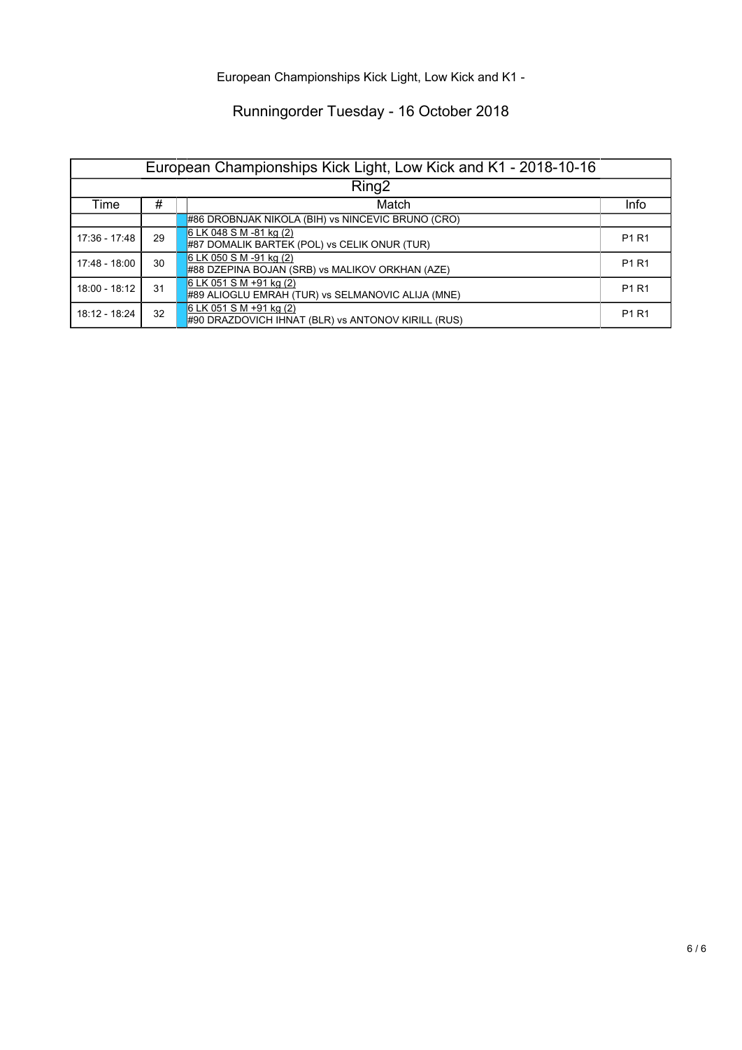European Championships Kick Light, Low Kick and K1 -

Runningorder Tuesday - 16 October 2018

| European Championships Kick Light, Low Kick and K1 - 2018-10-16 | | | |
|---|---|---|---|
| Ring2 | | | |
| Time | # | Match | Info |
| | | #86 DROBNJAK NIKOLA (BIH) vs NINCEVIC BRUNO (CRO) | |
| 17:36 - 17:48 | 29 | 6 LK 048 S M -81 kg (2)<br>#87 DOMALIK BARTEK (POL) vs CELIK ONUR (TUR) | P1 R1 |
| 17:48 - 18:00 | 30 | 6 LK 050 S M -91 kg (2)<br>#88 DZEPINA BOJAN (SRB) vs MALIKOV ORKHAN (AZE) | P1 R1 |
| 18:00 - 18:12 | 31 | 6 LK 051 S M +91 kg (2)<br>#89 ALIOGLU EMRAH (TUR) vs SELMANOVIC ALIJA (MNE) | P1 R1 |
| 18:12 - 18:24 | 32 | 6 LK 051 S M +91 kg (2)<br>#90 DRAZDOVICH IHNAT (BLR) vs ANTONOV KIRILL (RUS) | P1 R1 |